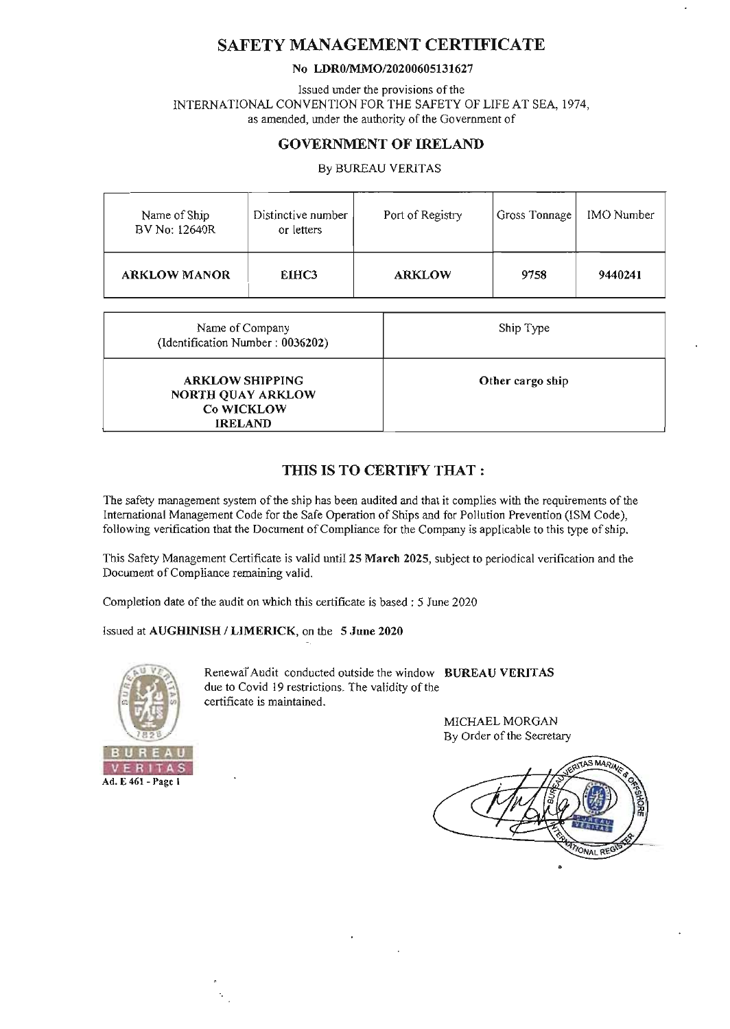# SAFETY MANAGEMENT CERTIFICATE

**No LDR0/MMO/20200605131627**

Issued under the provisions of the
INTERNATIONAL CONVENTION FOR THE SAFETY OF LIFE AT SEA, 1974,
as amended, under the authority of the Government of

## GOVERNMENT OF IRELAND

By BUREAU VERITAS

| Name of Ship<br>BV No: 12640R | Distinctive number or letters | Port of Registry | Gross Tonnage | IMO Number |
|---|---|---|---|---|
| **ARKLOW MANOR** | **EIHC3** | **ARKLOW** | **9758** | **9440241** |

| Name of Company<br>(Identification Number : 0036202) | Ship Type |
|---|---|
| **ARKLOW SHIPPING**<br>**NORTH QUAY ARKLOW**<br>**Co WICKLOW**<br>**IRELAND** | **Other cargo ship** |

## THIS IS TO CERTIFY THAT :

The safety management system of the ship has been audited and that it complies with the requirements of the International Management Code for the Safe Operation of Ships and for Pollution Prevention (ISM Code), following verification that the Document of Compliance for the Company is applicable to this type of ship.

This Safety Management Certificate is valid until **25 March 2025**, subject to periodical verification and the Document of Compliance remaining valid.

Completion date of the audit on which this certificate is based : 5 June 2020

Issued at **AUGHINISH / LIMERICK**, on the **5 June 2020**

Renewal Audit conducted outside the window due to Covid 19 restrictions. The validity of the certificate is maintained.

**BUREAU VERITAS**

MICHAEL MORGAN
By Order of the Secretary

Ad. E 461 - Page 1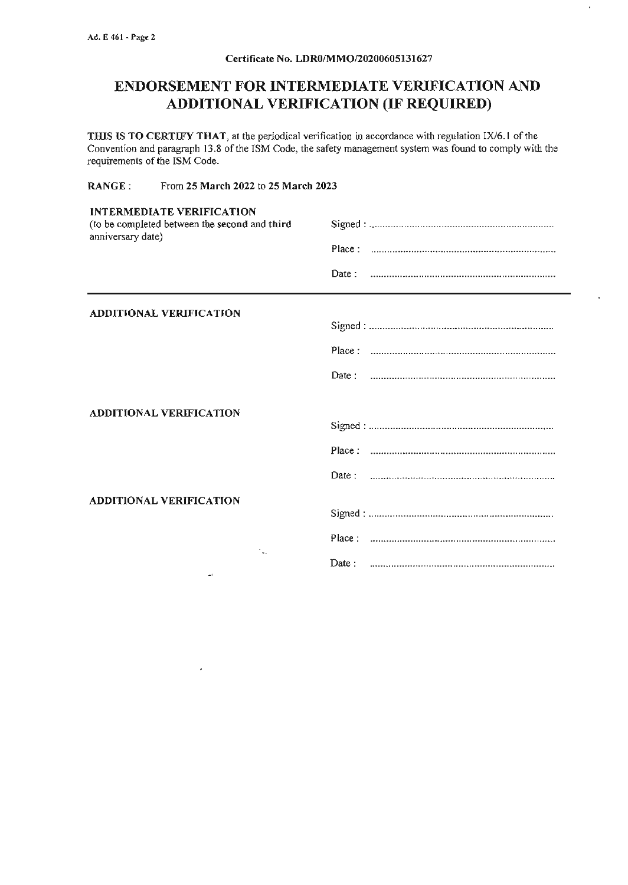Certificate No. LDR0/MMO/20200605131627

# ENDORSEMENT FOR INTERMEDIATE VERIFICATION AND ADDITIONAL VERIFICATION (IF REQUIRED)

**THIS IS TO CERTIFY THAT**, at the periodical verification in accordance with regulation IX/6.1 of the Convention and paragraph 13.8 of the ISM Code, the safety management system was found to comply with the requirements of the ISM Code.

**RANGE :** From **25 March 2022** to **25 March 2023**

**INTERMEDIATE VERIFICATION**
(to be completed between the second and third anniversary date)

Signed : ....................................................................

Place : ....................................................................

Date : ....................................................................

---

**ADDITIONAL VERIFICATION**

Signed : ....................................................................

Place : ....................................................................

Date : ....................................................................

**ADDITIONAL VERIFICATION**

Signed : ....................................................................

Place : ....................................................................

Date : ....................................................................

**ADDITIONAL VERIFICATION**

Signed : ....................................................................

Place : ....................................................................

Date : ....................................................................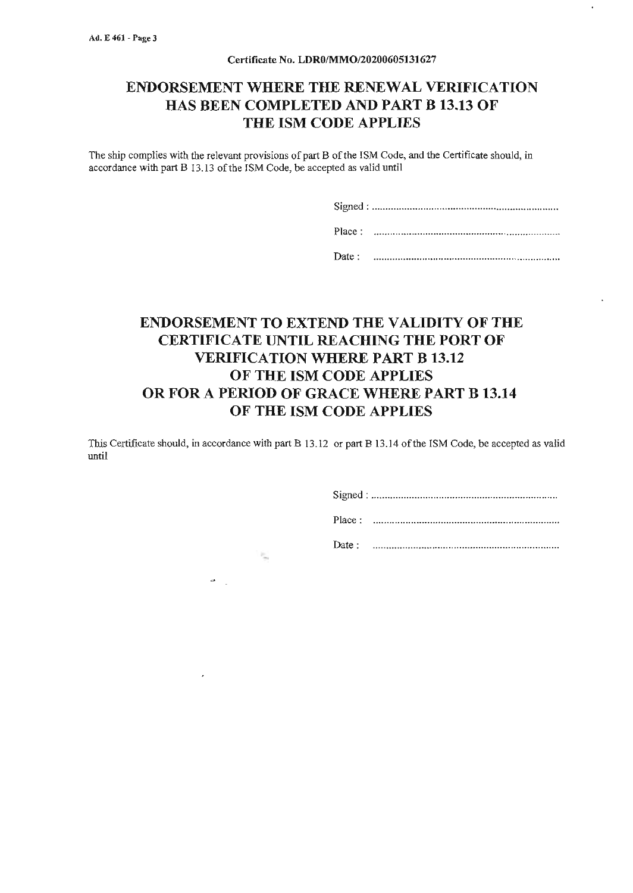Certificate No. LDR0/MMO/20200605131627

## ENDORSEMENT WHERE THE RENEWAL VERIFICATION HAS BEEN COMPLETED AND PART B 13.13 OF THE ISM CODE APPLIES

The ship complies with the relevant provisions of part B of the ISM Code, and the Certificate should, in accordance with part B 13.13 of the ISM Code, be accepted as valid until

Signed : ...................................................................

Place : ...................................................................

Date : ...................................................................

## ENDORSEMENT TO EXTEND THE VALIDITY OF THE CERTIFICATE UNTIL REACHING THE PORT OF VERIFICATION WHERE PART B 13.12 OF THE ISM CODE APPLIES OR FOR A PERIOD OF GRACE WHERE PART B 13.14 OF THE ISM CODE APPLIES

This Certificate should, in accordance with part B 13.12 or part B 13.14 of the ISM Code, be accepted as valid until

Signed : ...................................................................

Place : ...................................................................

Date : ...................................................................